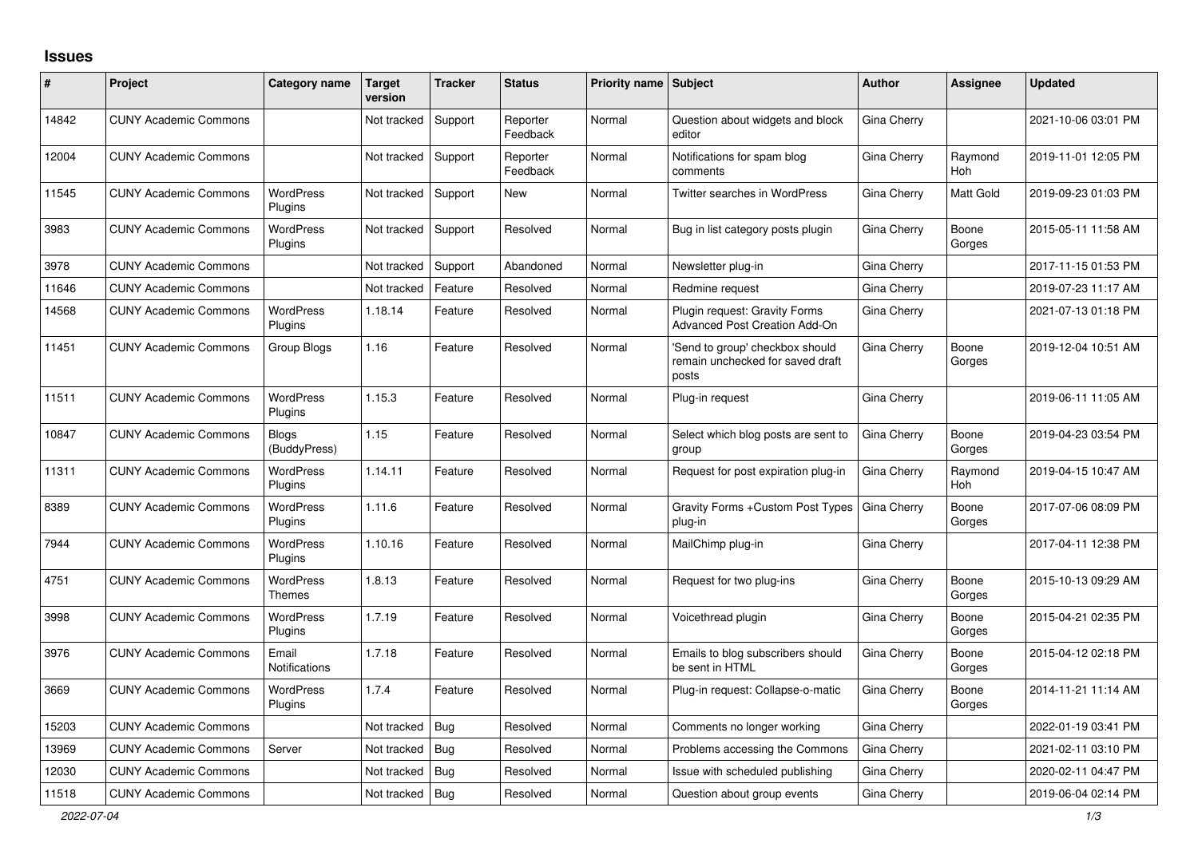# Issues

| # | Project | Category name | Target version | Tracker | Status | Priority name | Subject | Author | Assignee | Updated |
|---|---|---|---|---|---|---|---|---|---|---|
| 14842 | CUNY Academic Commons | | Not tracked | Support | Reporter Feedback | Normal | Question about widgets and block editor | Gina Cherry | | 2021-10-06 03:01 PM |
| 12004 | CUNY Academic Commons | | Not tracked | Support | Reporter Feedback | Normal | Notifications for spam blog comments | Gina Cherry | Raymond Hoh | 2019-11-01 12:05 PM |
| 11545 | CUNY Academic Commons | WordPress Plugins | Not tracked | Support | New | Normal | Twitter searches in WordPress | Gina Cherry | Matt Gold | 2019-09-23 01:03 PM |
| 3983 | CUNY Academic Commons | WordPress Plugins | Not tracked | Support | Resolved | Normal | Bug in list category posts plugin | Gina Cherry | Boone Gorges | 2015-05-11 11:58 AM |
| 3978 | CUNY Academic Commons | | Not tracked | Support | Abandoned | Normal | Newsletter plug-in | Gina Cherry | | 2017-11-15 01:53 PM |
| 11646 | CUNY Academic Commons | | Not tracked | Feature | Resolved | Normal | Redmine request | Gina Cherry | | 2019-07-23 11:17 AM |
| 14568 | CUNY Academic Commons | WordPress Plugins | 1.18.14 | Feature | Resolved | Normal | Plugin request: Gravity Forms Advanced Post Creation Add-On | Gina Cherry | | 2021-07-13 01:18 PM |
| 11451 | CUNY Academic Commons | Group Blogs | 1.16 | Feature | Resolved | Normal | 'Send to group' checkbox should remain unchecked for saved draft posts | Gina Cherry | Boone Gorges | 2019-12-04 10:51 AM |
| 11511 | CUNY Academic Commons | WordPress Plugins | 1.15.3 | Feature | Resolved | Normal | Plug-in request | Gina Cherry | | 2019-06-11 11:05 AM |
| 10847 | CUNY Academic Commons | Blogs (BuddyPress) | 1.15 | Feature | Resolved | Normal | Select which blog posts are sent to group | Gina Cherry | Boone Gorges | 2019-04-23 03:54 PM |
| 11311 | CUNY Academic Commons | WordPress Plugins | 1.14.11 | Feature | Resolved | Normal | Request for post expiration plug-in | Gina Cherry | Raymond Hoh | 2019-04-15 10:47 AM |
| 8389 | CUNY Academic Commons | WordPress Plugins | 1.11.6 | Feature | Resolved | Normal | Gravity Forms +Custom Post Types plug-in | Gina Cherry | Boone Gorges | 2017-07-06 08:09 PM |
| 7944 | CUNY Academic Commons | WordPress Plugins | 1.10.16 | Feature | Resolved | Normal | MailChimp plug-in | Gina Cherry | | 2017-04-11 12:38 PM |
| 4751 | CUNY Academic Commons | WordPress Themes | 1.8.13 | Feature | Resolved | Normal | Request for two plug-ins | Gina Cherry | Boone Gorges | 2015-10-13 09:29 AM |
| 3998 | CUNY Academic Commons | WordPress Plugins | 1.7.19 | Feature | Resolved | Normal | Voicethread plugin | Gina Cherry | Boone Gorges | 2015-04-21 02:35 PM |
| 3976 | CUNY Academic Commons | Email Notifications | 1.7.18 | Feature | Resolved | Normal | Emails to blog subscribers should be sent in HTML | Gina Cherry | Boone Gorges | 2015-04-12 02:18 PM |
| 3669 | CUNY Academic Commons | WordPress Plugins | 1.7.4 | Feature | Resolved | Normal | Plug-in request: Collapse-o-matic | Gina Cherry | Boone Gorges | 2014-11-21 11:14 AM |
| 15203 | CUNY Academic Commons | | Not tracked | Bug | Resolved | Normal | Comments no longer working | Gina Cherry | | 2022-01-19 03:41 PM |
| 13969 | CUNY Academic Commons | Server | Not tracked | Bug | Resolved | Normal | Problems accessing the Commons | Gina Cherry | | 2021-02-11 03:10 PM |
| 12030 | CUNY Academic Commons | | Not tracked | Bug | Resolved | Normal | Issue with scheduled publishing | Gina Cherry | | 2020-02-11 04:47 PM |
| 11518 | CUNY Academic Commons | | Not tracked | Bug | Resolved | Normal | Question about group events | Gina Cherry | | 2019-06-04 02:14 PM |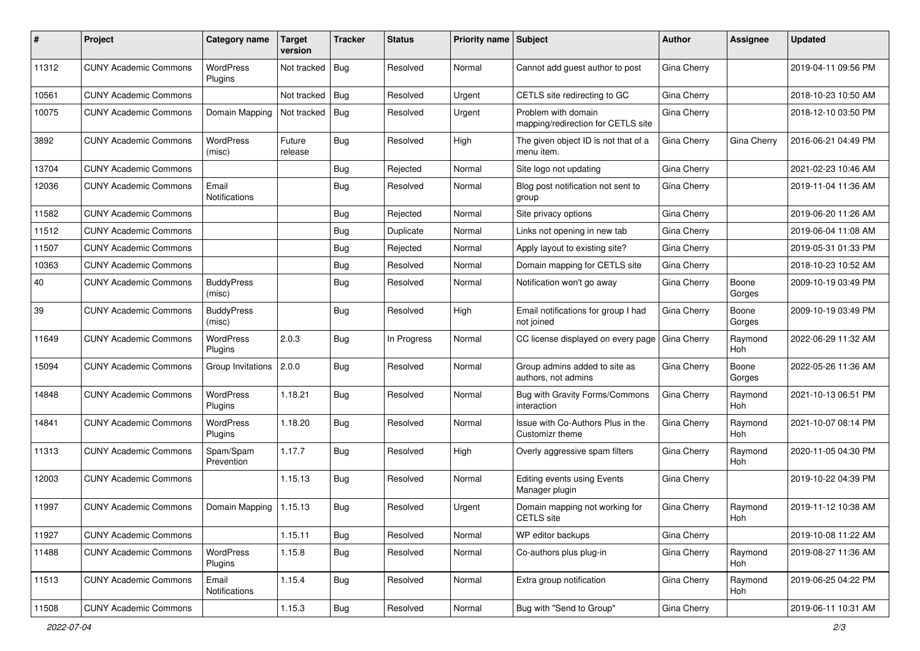| # | Project | Category name | Target version | Tracker | Status | Priority name | Subject | Author | Assignee | Updated |
|---|---|---|---|---|---|---|---|---|---|---|
| 11312 | CUNY Academic Commons | WordPress Plugins | Not tracked | Bug | Resolved | Normal | Cannot add guest author to post | Gina Cherry | | 2019-04-11 09:56 PM |
| 10561 | CUNY Academic Commons | | Not tracked | Bug | Resolved | Urgent | CETLS site redirecting to GC | Gina Cherry | | 2018-10-23 10:50 AM |
| 10075 | CUNY Academic Commons | Domain Mapping | Not tracked | Bug | Resolved | Urgent | Problem with domain mapping/redirection for CETLS site | Gina Cherry | | 2018-12-10 03:50 PM |
| 3892 | CUNY Academic Commons | WordPress (misc) | Future release | Bug | Resolved | High | The given object ID is not that of a menu item. | Gina Cherry | Gina Cherry | 2016-06-21 04:49 PM |
| 13704 | CUNY Academic Commons | | | Bug | Rejected | Normal | Site logo not updating | Gina Cherry | | 2021-02-23 10:46 AM |
| 12036 | CUNY Academic Commons | Email Notifications | | Bug | Resolved | Normal | Blog post notification not sent to group | Gina Cherry | | 2019-11-04 11:36 AM |
| 11582 | CUNY Academic Commons | | | Bug | Rejected | Normal | Site privacy options | Gina Cherry | | 2019-06-20 11:26 AM |
| 11512 | CUNY Academic Commons | | | Bug | Duplicate | Normal | Links not opening in new tab | Gina Cherry | | 2019-06-04 11:08 AM |
| 11507 | CUNY Academic Commons | | | Bug | Rejected | Normal | Apply layout to existing site? | Gina Cherry | | 2019-05-31 01:33 PM |
| 10363 | CUNY Academic Commons | | | Bug | Resolved | Normal | Domain mapping for CETLS site | Gina Cherry | | 2018-10-23 10:52 AM |
| 40 | CUNY Academic Commons | BuddyPress (misc) | | Bug | Resolved | Normal | Notification won't go away | Gina Cherry | Boone Gorges | 2009-10-19 03:49 PM |
| 39 | CUNY Academic Commons | BuddyPress (misc) | | Bug | Resolved | High | Email notifications for group I had not joined | Gina Cherry | Boone Gorges | 2009-10-19 03:49 PM |
| 11649 | CUNY Academic Commons | WordPress Plugins | 2.0.3 | Bug | In Progress | Normal | CC license displayed on every page | Gina Cherry | Raymond Hoh | 2022-06-29 11:32 AM |
| 15094 | CUNY Academic Commons | Group Invitations | 2.0.0 | Bug | Resolved | Normal | Group admins added to site as authors, not admins | Gina Cherry | Boone Gorges | 2022-05-26 11:36 AM |
| 14848 | CUNY Academic Commons | WordPress Plugins | 1.18.21 | Bug | Resolved | Normal | Bug with Gravity Forms/Commons interaction | Gina Cherry | Raymond Hoh | 2021-10-13 06:51 PM |
| 14841 | CUNY Academic Commons | WordPress Plugins | 1.18.20 | Bug | Resolved | Normal | Issue with Co-Authors Plus in the Customizr theme | Gina Cherry | Raymond Hoh | 2021-10-07 08:14 PM |
| 11313 | CUNY Academic Commons | Spam/Spam Prevention | 1.17.7 | Bug | Resolved | High | Overly aggressive spam filters | Gina Cherry | Raymond Hoh | 2020-11-05 04:30 PM |
| 12003 | CUNY Academic Commons | | 1.15.13 | Bug | Resolved | Normal | Editing events using Events Manager plugin | Gina Cherry | | 2019-10-22 04:39 PM |
| 11997 | CUNY Academic Commons | Domain Mapping | 1.15.13 | Bug | Resolved | Urgent | Domain mapping not working for CETLS site | Gina Cherry | Raymond Hoh | 2019-11-12 10:38 AM |
| 11927 | CUNY Academic Commons | | 1.15.11 | Bug | Resolved | Normal | WP editor backups | Gina Cherry | | 2019-10-08 11:22 AM |
| 11488 | CUNY Academic Commons | WordPress Plugins | 1.15.8 | Bug | Resolved | Normal | Co-authors plus plug-in | Gina Cherry | Raymond Hoh | 2019-08-27 11:36 AM |
| 11513 | CUNY Academic Commons | Email Notifications | 1.15.4 | Bug | Resolved | Normal | Extra group notification | Gina Cherry | Raymond Hoh | 2019-06-25 04:22 PM |
| 11508 | CUNY Academic Commons | | 1.15.3 | Bug | Resolved | Normal | Bug with "Send to Group" | Gina Cherry | | 2019-06-11 10:31 AM |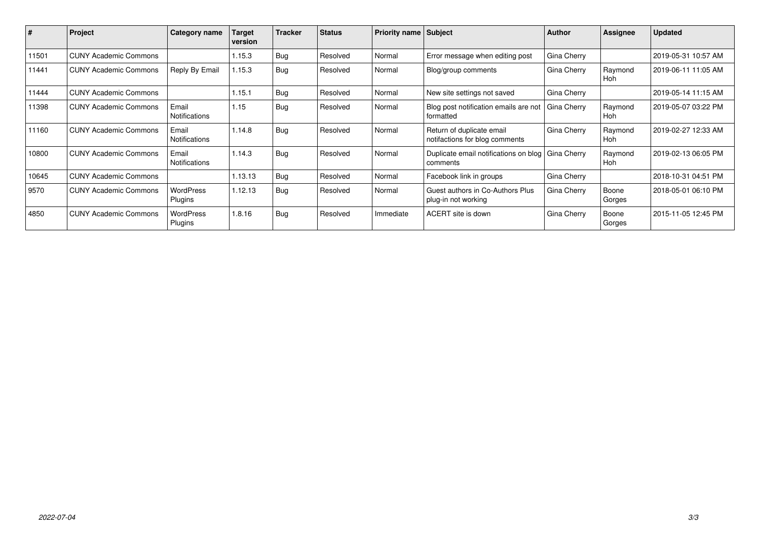| # | Project | Category name | Target version | Tracker | Status | Priority name | Subject | Author | Assignee | Updated |
|---|---|---|---|---|---|---|---|---|---|---|
| 11501 | CUNY Academic Commons | | 1.15.3 | Bug | Resolved | Normal | Error message when editing post | Gina Cherry | | 2019-05-31 10:57 AM |
| 11441 | CUNY Academic Commons | Reply By Email | 1.15.3 | Bug | Resolved | Normal | Blog/group comments | Gina Cherry | Raymond Hoh | 2019-06-11 11:05 AM |
| 11444 | CUNY Academic Commons | | 1.15.1 | Bug | Resolved | Normal | New site settings not saved | Gina Cherry | | 2019-05-14 11:15 AM |
| 11398 | CUNY Academic Commons | Email Notifications | 1.15 | Bug | Resolved | Normal | Blog post notification emails are not formatted | Gina Cherry | Raymond Hoh | 2019-05-07 03:22 PM |
| 11160 | CUNY Academic Commons | Email Notifications | 1.14.8 | Bug | Resolved | Normal | Return of duplicate email notifactions for blog comments | Gina Cherry | Raymond Hoh | 2019-02-27 12:33 AM |
| 10800 | CUNY Academic Commons | Email Notifications | 1.14.3 | Bug | Resolved | Normal | Duplicate email notifications on blog comments | Gina Cherry | Raymond Hoh | 2019-02-13 06:05 PM |
| 10645 | CUNY Academic Commons | | 1.13.13 | Bug | Resolved | Normal | Facebook link in groups | Gina Cherry | | 2018-10-31 04:51 PM |
| 9570 | CUNY Academic Commons | WordPress Plugins | 1.12.13 | Bug | Resolved | Normal | Guest authors in Co-Authors Plus plug-in not working | Gina Cherry | Boone Gorges | 2018-05-01 06:10 PM |
| 4850 | CUNY Academic Commons | WordPress Plugins | 1.8.16 | Bug | Resolved | Immediate | ACERT site is down | Gina Cherry | Boone Gorges | 2015-11-05 12:45 PM |